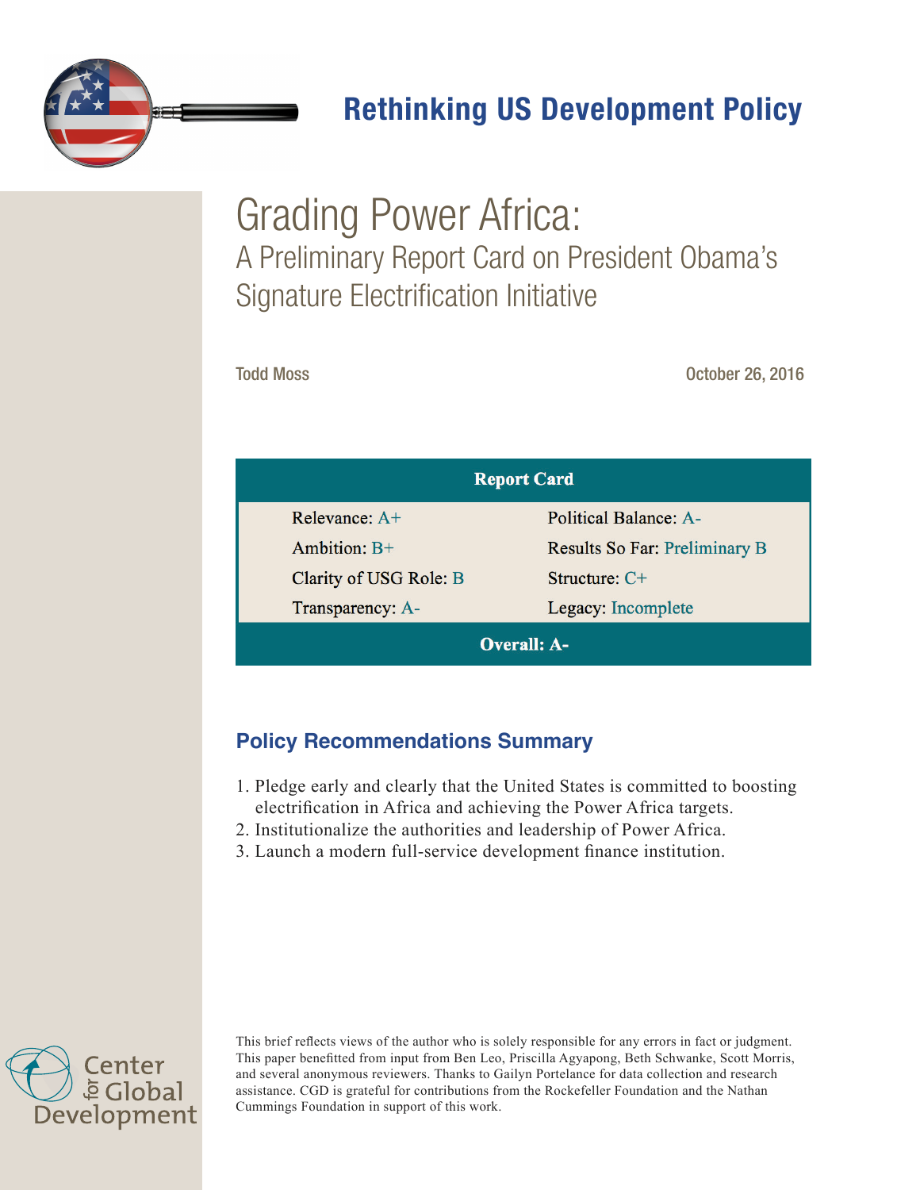Rethinking US Development Policy

# Grading Power Africa:

## A Preliminary Report Card on President Obama's Signature Electrification Initiative

Todd Moss

October 26, 2016

| Report Card | |
|---|---|
| Relevance: A+ | Political Balance: A- |
| Ambition: B+ | Results So Far: Preliminary B |
| Clarity of USG Role: B | Structure: C+ |
| Transparency: A- | Legacy: Incomplete |
| **Overall: A-** | |

## Policy Recommendations Summary

1. Pledge early and clearly that the United States is committed to boosting electrification in Africa and achieving the Power Africa targets.
2. Institutionalize the authorities and leadership of Power Africa.
3. Launch a modern full-service development finance institution.

This brief reflects views of the author who is solely responsible for any errors in fact or judgment. This paper benefitted from input from Ben Leo, Priscilla Agyapong, Beth Schwanke, Scott Morris, and several anonymous reviewers. Thanks to Gailyn Portelance for data collection and research assistance. CGD is grateful for contributions from the Rockefeller Foundation and the Nathan Cummings Foundation in support of this work.

Center for Global Development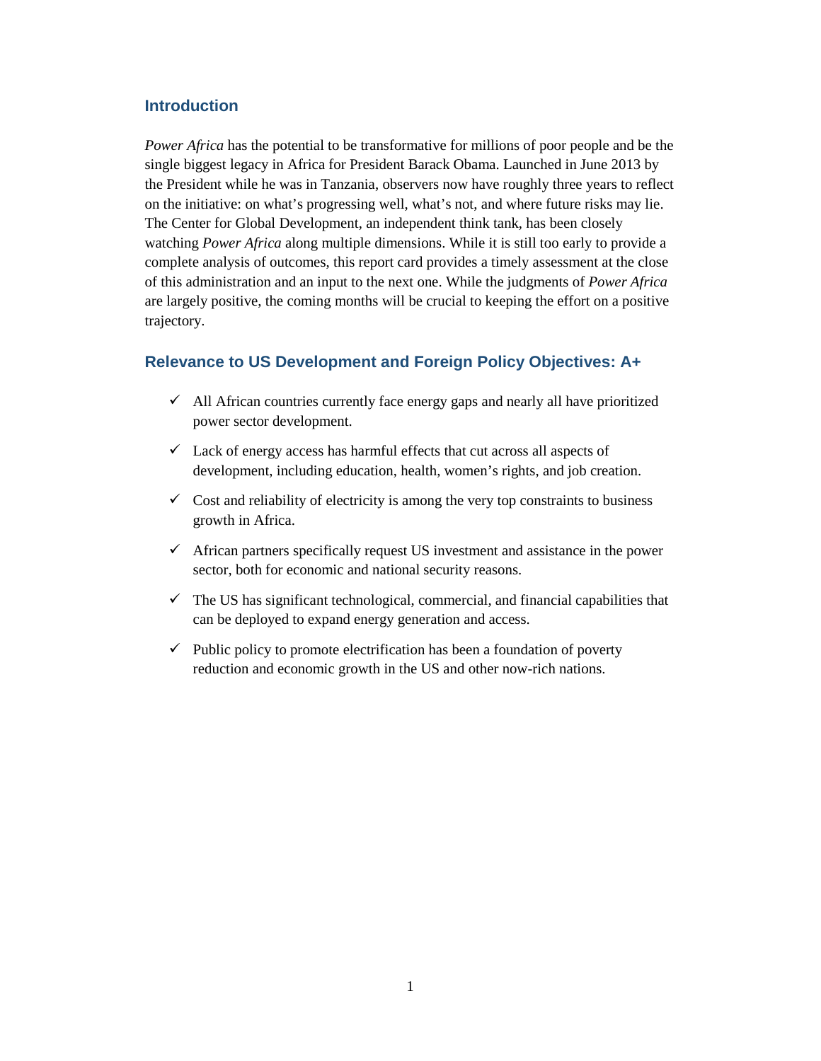## Introduction

*Power Africa* has the potential to be transformative for millions of poor people and be the single biggest legacy in Africa for President Barack Obama. Launched in June 2013 by the President while he was in Tanzania, observers now have roughly three years to reflect on the initiative: on what's progressing well, what's not, and where future risks may lie. The Center for Global Development, an independent think tank, has been closely watching *Power Africa* along multiple dimensions. While it is still too early to provide a complete analysis of outcomes, this report card provides a timely assessment at the close of this administration and an input to the next one. While the judgments of *Power Africa* are largely positive, the coming months will be crucial to keeping the effort on a positive trajectory.

## Relevance to US Development and Foreign Policy Objectives: A+

- ✓ All African countries currently face energy gaps and nearly all have prioritized power sector development.
- ✓ Lack of energy access has harmful effects that cut across all aspects of development, including education, health, women's rights, and job creation.
- ✓ Cost and reliability of electricity is among the very top constraints to business growth in Africa.
- ✓ African partners specifically request US investment and assistance in the power sector, both for economic and national security reasons.
- ✓ The US has significant technological, commercial, and financial capabilities that can be deployed to expand energy generation and access.
- ✓ Public policy to promote electrification has been a foundation of poverty reduction and economic growth in the US and other now-rich nations.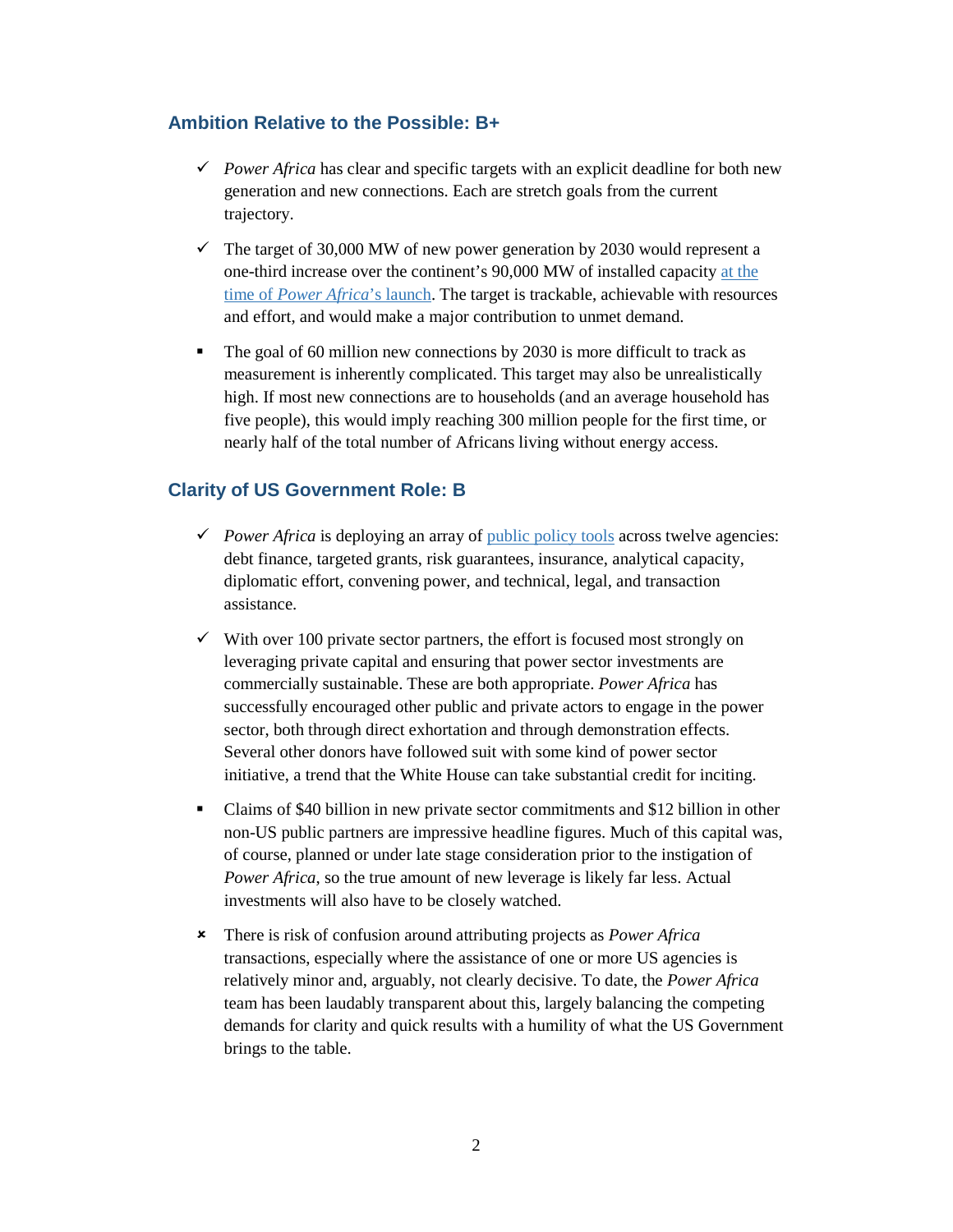### Ambition Relative to the Possible: B+

- ✓ *Power Africa* has clear and specific targets with an explicit deadline for both new generation and new connections. Each are stretch goals from the current trajectory.
- ✓ The target of 30,000 MW of new power generation by 2030 would represent a one-third increase over the continent's 90,000 MW of installed capacity at the time of *Power Africa*'s launch. The target is trackable, achievable with resources and effort, and would make a major contribution to unmet demand.
- ▪ The goal of 60 million new connections by 2030 is more difficult to track as measurement is inherently complicated. This target may also be unrealistically high. If most new connections are to households (and an average household has five people), this would imply reaching 300 million people for the first time, or nearly half of the total number of Africans living without energy access.

### Clarity of US Government Role: B

- ✓ *Power Africa* is deploying an array of public policy tools across twelve agencies: debt finance, targeted grants, risk guarantees, insurance, analytical capacity, diplomatic effort, convening power, and technical, legal, and transaction assistance.
- ✓ With over 100 private sector partners, the effort is focused most strongly on leveraging private capital and ensuring that power sector investments are commercially sustainable. These are both appropriate. *Power Africa* has successfully encouraged other public and private actors to engage in the power sector, both through direct exhortation and through demonstration effects. Several other donors have followed suit with some kind of power sector initiative, a trend that the White House can take substantial credit for inciting.
- ▪ Claims of $40 billion in new private sector commitments and $12 billion in other non-US public partners are impressive headline figures. Much of this capital was, of course, planned or under late stage consideration prior to the instigation of *Power Africa*, so the true amount of new leverage is likely far less. Actual investments will also have to be closely watched.
- ✗ There is risk of confusion around attributing projects as *Power Africa* transactions, especially where the assistance of one or more US agencies is relatively minor and, arguably, not clearly decisive. To date, the *Power Africa* team has been laudably transparent about this, largely balancing the competing demands for clarity and quick results with a humility of what the US Government brings to the table.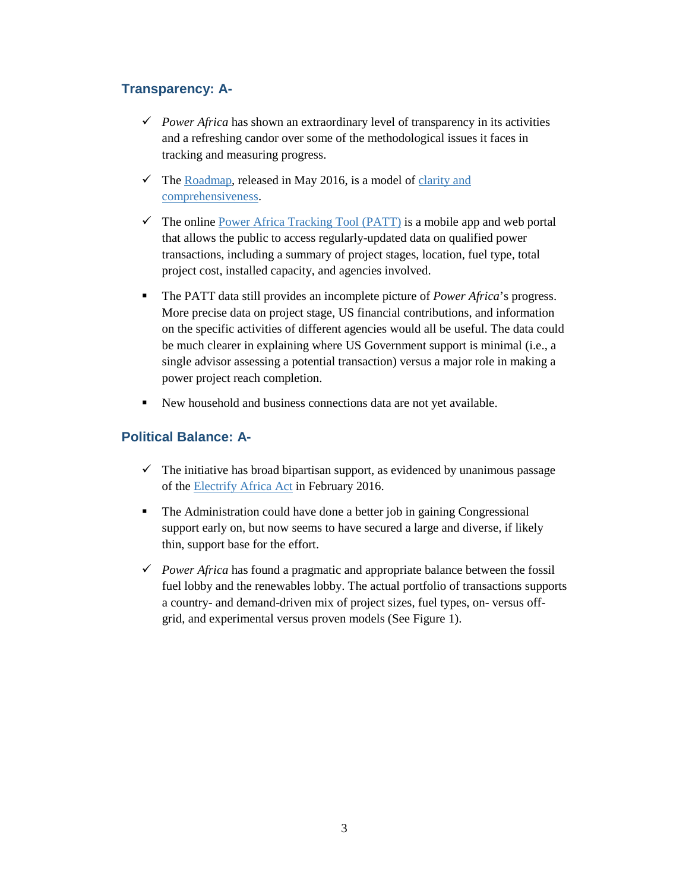## Transparency: A-

- ✓ *Power Africa* has shown an extraordinary level of transparency in its activities and a refreshing candor over some of the methodological issues it faces in tracking and measuring progress.

- ✓ The Roadmap, released in May 2016, is a model of clarity and comprehensiveness.

- ✓ The online Power Africa Tracking Tool (PATT) is a mobile app and web portal that allows the public to access regularly-updated data on qualified power transactions, including a summary of project stages, location, fuel type, total project cost, installed capacity, and agencies involved.

- ▪ The PATT data still provides an incomplete picture of *Power Africa*'s progress. More precise data on project stage, US financial contributions, and information on the specific activities of different agencies would all be useful. The data could be much clearer in explaining where US Government support is minimal (i.e., a single advisor assessing a potential transaction) versus a major role in making a power project reach completion.

- ▪ New household and business connections data are not yet available.

## Political Balance: A-

- ✓ The initiative has broad bipartisan support, as evidenced by unanimous passage of the Electrify Africa Act in February 2016.

- ▪ The Administration could have done a better job in gaining Congressional support early on, but now seems to have secured a large and diverse, if likely thin, support base for the effort.

- ✓ *Power Africa* has found a pragmatic and appropriate balance between the fossil fuel lobby and the renewables lobby. The actual portfolio of transactions supports a country- and demand-driven mix of project sizes, fuel types, on- versus off-grid, and experimental versus proven models (See Figure 1).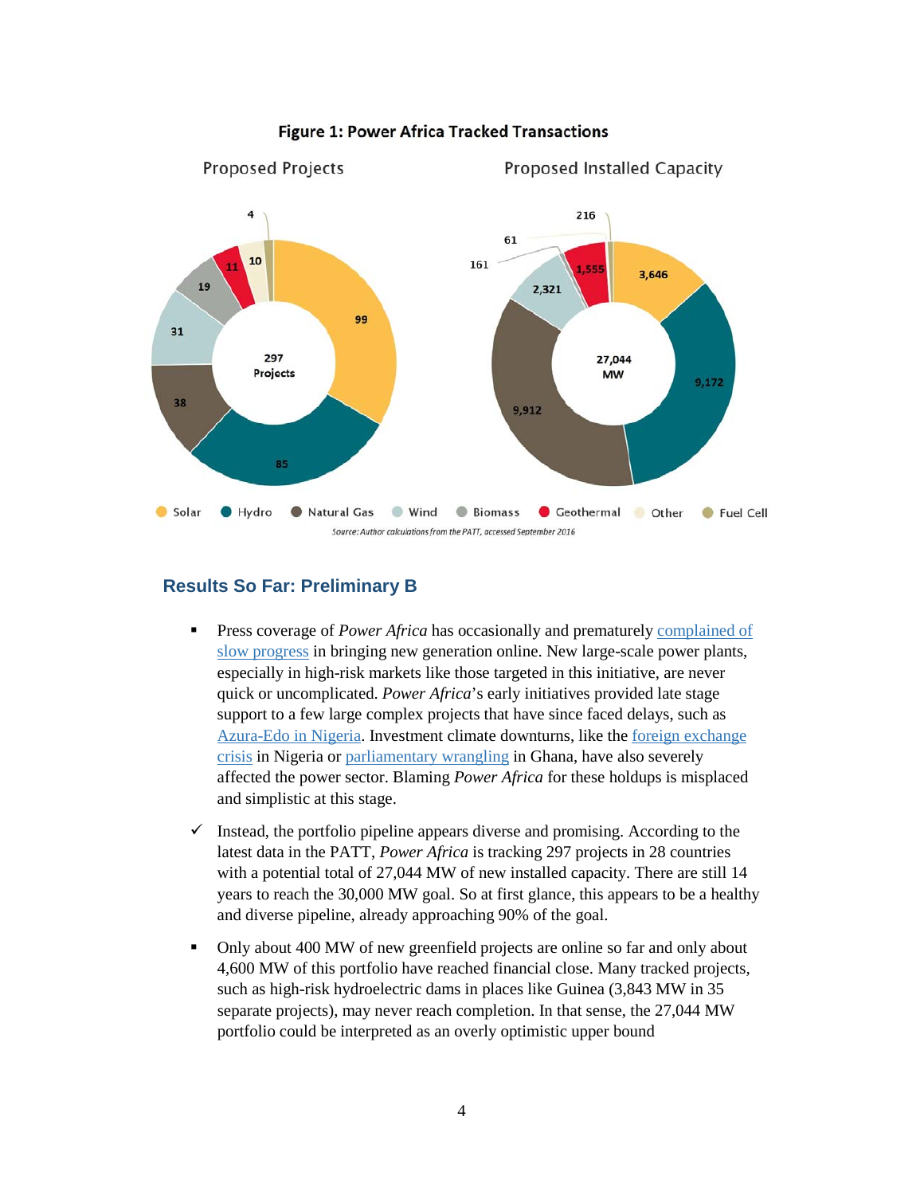**Figure 1: Power Africa Tracked Transactions**

Proposed Projects | Proposed Installed Capacity

Source: Author calculations from the PATT, accessed September 2016

## Results So Far: Preliminary B

- Press coverage of *Power Africa* has occasionally and prematurely complained of slow progress in bringing new generation online. New large-scale power plants, especially in high-risk markets like those targeted in this initiative, are never quick or uncomplicated. *Power Africa*'s early initiatives provided late stage support to a few large complex projects that have since faced delays, such as Azura-Edo in Nigeria. Investment climate downturns, like the foreign exchange crisis in Nigeria or parliamentary wrangling in Ghana, have also severely affected the power sector. Blaming *Power Africa* for these holdups is misplaced and simplistic at this stage.

- ✓ Instead, the portfolio pipeline appears diverse and promising. According to the latest data in the PATT, *Power Africa* is tracking 297 projects in 28 countries with a potential total of 27,044 MW of new installed capacity. There are still 14 years to reach the 30,000 MW goal. So at first glance, this appears to be a healthy and diverse pipeline, already approaching 90% of the goal.

- Only about 400 MW of new greenfield projects are online so far and only about 4,600 MW of this portfolio have reached financial close. Many tracked projects, such as high-risk hydroelectric dams in places like Guinea (3,843 MW in 35 separate projects), may never reach completion. In that sense, the 27,044 MW portfolio could be interpreted as an overly optimistic upper bound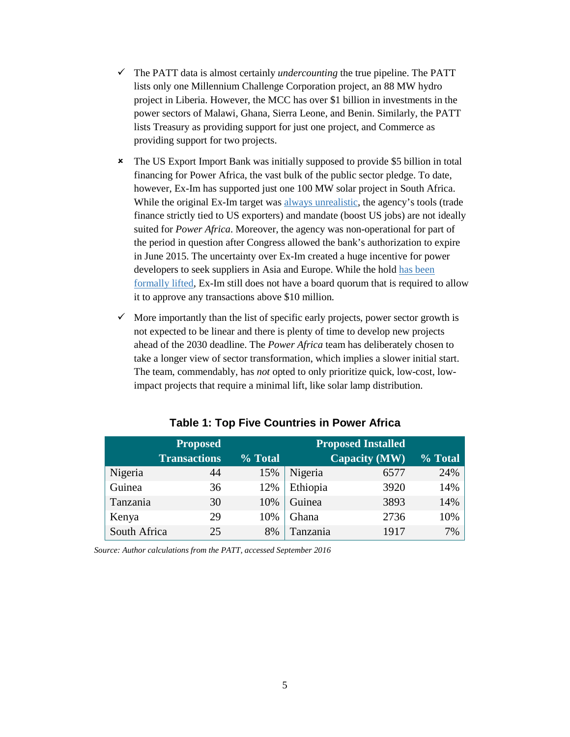- ✓ The PATT data is almost certainly *undercounting* the true pipeline. The PATT lists only one Millennium Challenge Corporation project, an 88 MW hydro project in Liberia. However, the MCC has over $1 billion in investments in the power sectors of Malawi, Ghana, Sierra Leone, and Benin. Similarly, the PATT lists Treasury as providing support for just one project, and Commerce as providing support for two projects.

- ✗ The US Export Import Bank was initially supposed to provide $5 billion in total financing for Power Africa, the vast bulk of the public sector pledge. To date, however, Ex-Im has supported just one 100 MW solar project in South Africa. While the original Ex-Im target was [always unrealistic](), the agency's tools (trade finance strictly tied to US exporters) and mandate (boost US jobs) are not ideally suited for *Power Africa*. Moreover, the agency was non-operational for part of the period in question after Congress allowed the bank's authorization to expire in June 2015. The uncertainty over Ex-Im created a huge incentive for power developers to seek suppliers in Asia and Europe. While the hold [has been formally lifted](), Ex-Im still does not have a board quorum that is required to allow it to approve any transactions above $10 million.

- ✓ More importantly than the list of specific early projects, power sector growth is not expected to be linear and there is plenty of time to develop new projects ahead of the 2030 deadline. The *Power Africa* team has deliberately chosen to take a longer view of sector transformation, which implies a slower initial start. The team, commendably, has *not* opted to only prioritize quick, low-cost, low-impact projects that require a minimal lift, like solar lamp distribution.

**Table 1: Top Five Countries in Power Africa**

| | Proposed Transactions | % Total | | Proposed Installed Capacity (MW) | % Total |
|---|---|---|---|---|---|
| Nigeria | 44 | 15% | Nigeria | 6577 | 24% |
| Guinea | 36 | 12% | Ethiopia | 3920 | 14% |
| Tanzania | 30 | 10% | Guinea | 3893 | 14% |
| Kenya | 29 | 10% | Ghana | 2736 | 10% |
| South Africa | 25 | 8% | Tanzania | 1917 | 7% |

*Source: Author calculations from the PATT, accessed September 2016*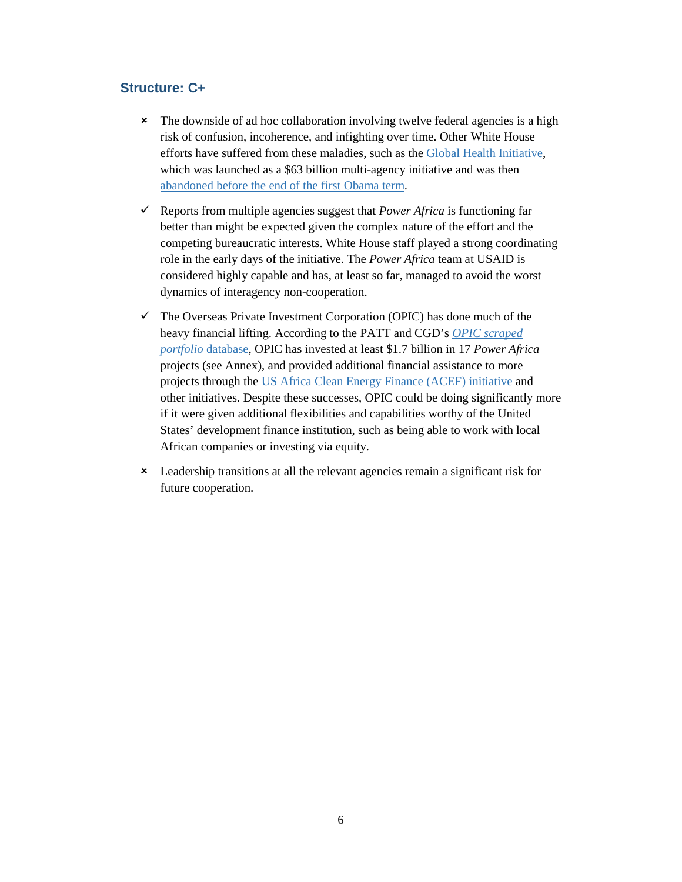### Structure: C+

- ✘ The downside of ad hoc collaboration involving twelve federal agencies is a high risk of confusion, incoherence, and infighting over time. Other White House efforts have suffered from these maladies, such as the Global Health Initiative, which was launched as a $63 billion multi-agency initiative and was then abandoned before the end of the first Obama term.

- ✓ Reports from multiple agencies suggest that *Power Africa* is functioning far better than might be expected given the complex nature of the effort and the competing bureaucratic interests. White House staff played a strong coordinating role in the early days of the initiative. The *Power Africa* team at USAID is considered highly capable and has, at least so far, managed to avoid the worst dynamics of interagency non-cooperation.

- ✓ The Overseas Private Investment Corporation (OPIC) has done much of the heavy financial lifting. According to the PATT and CGD's *OPIC scraped portfolio* database, OPIC has invested at least $1.7 billion in 17 *Power Africa* projects (see Annex), and provided additional financial assistance to more projects through the US Africa Clean Energy Finance (ACEF) initiative and other initiatives. Despite these successes, OPIC could be doing significantly more if it were given additional flexibilities and capabilities worthy of the United States' development finance institution, such as being able to work with local African companies or investing via equity.

- ✘ Leadership transitions at all the relevant agencies remain a significant risk for future cooperation.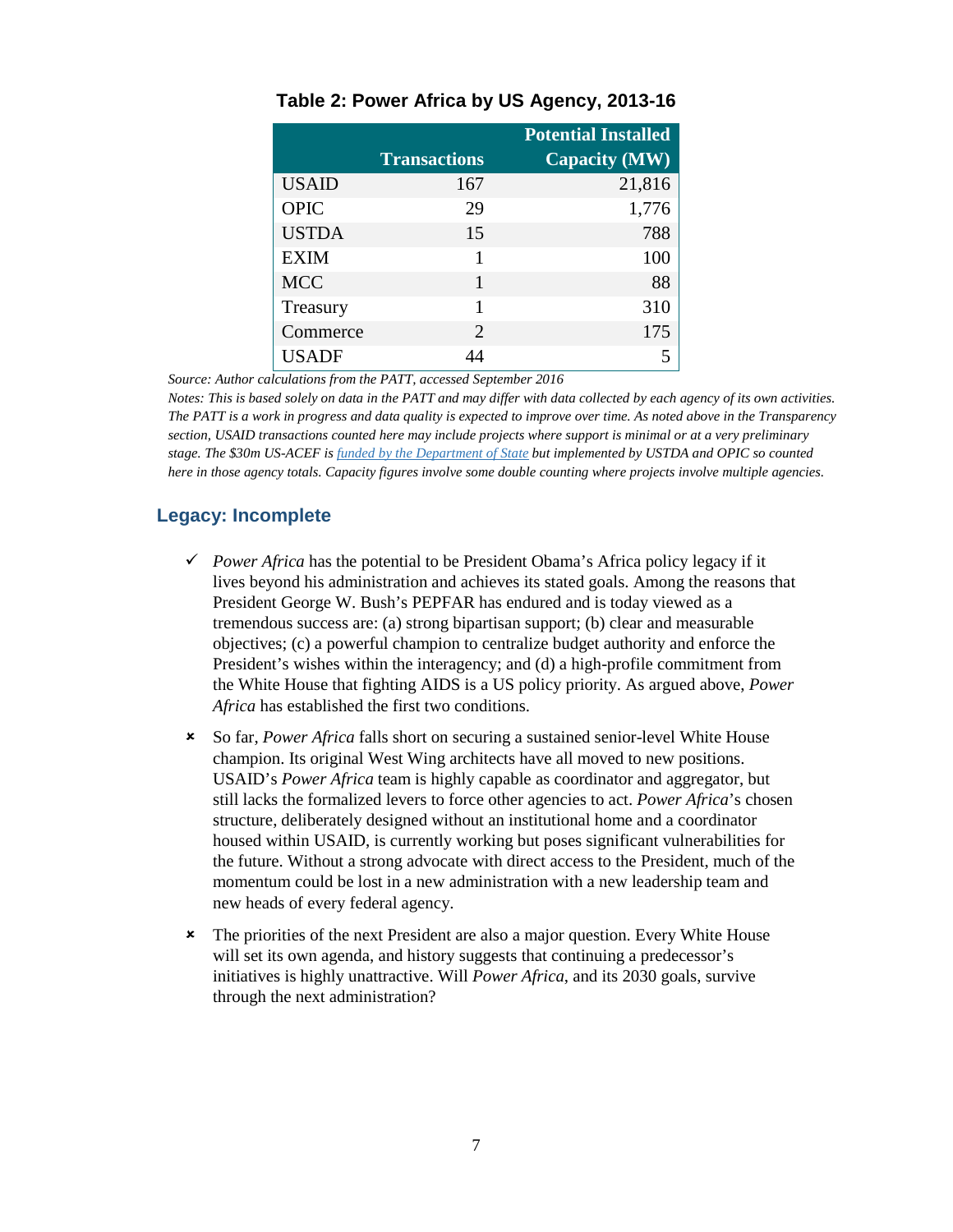**Table 2: Power Africa by US Agency, 2013-16**

| | Transactions | Potential Installed Capacity (MW) |
|---|---|---|
| USAID | 167 | 21,816 |
| OPIC | 29 | 1,776 |
| USTDA | 15 | 788 |
| EXIM | 1 | 100 |
| MCC | 1 | 88 |
| Treasury | 1 | 310 |
| Commerce | 2 | 175 |
| USADF | 44 | 5 |

*Source: Author calculations from the PATT, accessed September 2016*

*Notes: This is based solely on data in the PATT and may differ with data collected by each agency of its own activities. The PATT is a work in progress and data quality is expected to improve over time. As noted above in the Transparency section, USAID transactions counted here may include projects where support is minimal or at a very preliminary stage. The $30m US-ACEF is [funded by the Department of State]() but implemented by USTDA and OPIC so counted here in those agency totals. Capacity figures involve some double counting where projects involve multiple agencies.*

## Legacy: Incomplete

- ✓ *Power Africa* has the potential to be President Obama's Africa policy legacy if it lives beyond his administration and achieves its stated goals. Among the reasons that President George W. Bush's PEPFAR has endured and is today viewed as a tremendous success are: (a) strong bipartisan support; (b) clear and measurable objectives; (c) a powerful champion to centralize budget authority and enforce the President's wishes within the interagency; and (d) a high-profile commitment from the White House that fighting AIDS is a US policy priority. As argued above, *Power Africa* has established the first two conditions.

- ✗ So far, *Power Africa* falls short on securing a sustained senior-level White House champion. Its original West Wing architects have all moved to new positions. USAID's *Power Africa* team is highly capable as coordinator and aggregator, but still lacks the formalized levers to force other agencies to act. *Power Africa*'s chosen structure, deliberately designed without an institutional home and a coordinator housed within USAID, is currently working but poses significant vulnerabilities for the future. Without a strong advocate with direct access to the President, much of the momentum could be lost in a new administration with a new leadership team and new heads of every federal agency.

- ✗ The priorities of the next President are also a major question. Every White House will set its own agenda, and history suggests that continuing a predecessor's initiatives is highly unattractive. Will *Power Africa*, and its 2030 goals, survive through the next administration?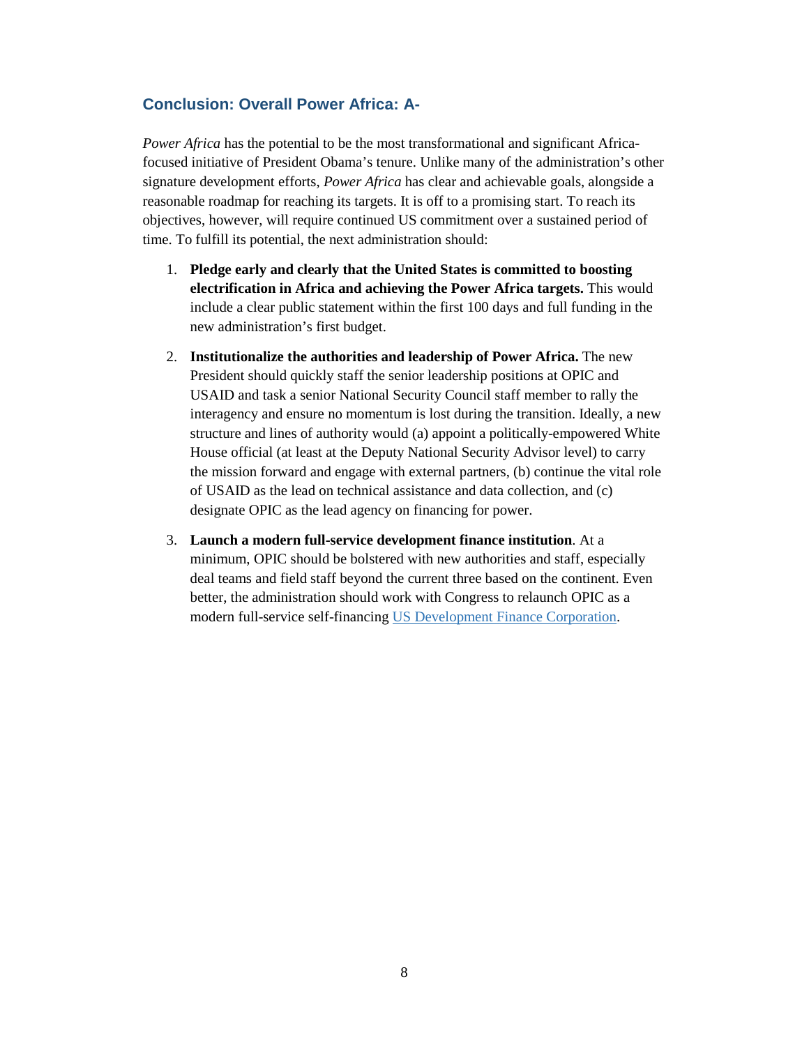## Conclusion: Overall Power Africa: A-

*Power Africa* has the potential to be the most transformational and significant Africa-focused initiative of President Obama's tenure. Unlike many of the administration's other signature development efforts, *Power Africa* has clear and achievable goals, alongside a reasonable roadmap for reaching its targets. It is off to a promising start. To reach its objectives, however, will require continued US commitment over a sustained period of time. To fulfill its potential, the next administration should:

1. **Pledge early and clearly that the United States is committed to boosting electrification in Africa and achieving the Power Africa targets.** This would include a clear public statement within the first 100 days and full funding in the new administration's first budget.

2. **Institutionalize the authorities and leadership of Power Africa.** The new President should quickly staff the senior leadership positions at OPIC and USAID and task a senior National Security Council staff member to rally the interagency and ensure no momentum is lost during the transition. Ideally, a new structure and lines of authority would (a) appoint a politically-empowered White House official (at least at the Deputy National Security Advisor level) to carry the mission forward and engage with external partners, (b) continue the vital role of USAID as the lead on technical assistance and data collection, and (c) designate OPIC as the lead agency on financing for power.

3. **Launch a modern full-service development finance institution**. At a minimum, OPIC should be bolstered with new authorities and staff, especially deal teams and field staff beyond the current three based on the continent. Even better, the administration should work with Congress to relaunch OPIC as a modern full-service self-financing US Development Finance Corporation.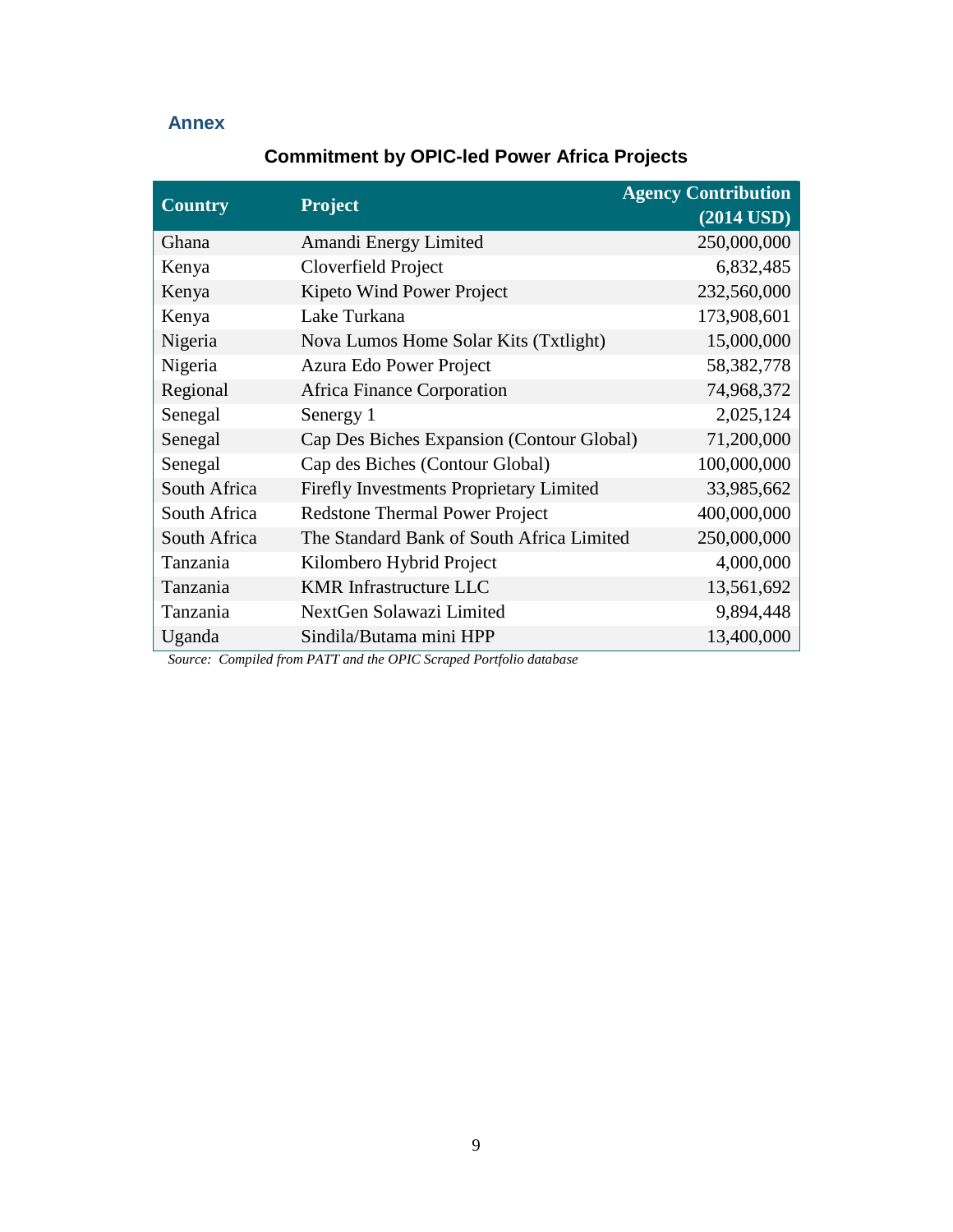## Annex

### Commitment by OPIC-led Power Africa Projects

| Country | Project | Agency Contribution (2014 USD) |
|---|---|---|
| Ghana | Amandi Energy Limited | 250,000,000 |
| Kenya | Cloverfield Project | 6,832,485 |
| Kenya | Kipeto Wind Power Project | 232,560,000 |
| Kenya | Lake Turkana | 173,908,601 |
| Nigeria | Nova Lumos Home Solar Kits (Txtlight) | 15,000,000 |
| Nigeria | Azura Edo Power Project | 58,382,778 |
| Regional | Africa Finance Corporation | 74,968,372 |
| Senegal | Senergy 1 | 2,025,124 |
| Senegal | Cap Des Biches Expansion (Contour Global) | 71,200,000 |
| Senegal | Cap des Biches (Contour Global) | 100,000,000 |
| South Africa | Firefly Investments Proprietary Limited | 33,985,662 |
| South Africa | Redstone Thermal Power Project | 400,000,000 |
| South Africa | The Standard Bank of South Africa Limited | 250,000,000 |
| Tanzania | Kilombero Hybrid Project | 4,000,000 |
| Tanzania | KMR Infrastructure LLC | 13,561,692 |
| Tanzania | NextGen Solawazi Limited | 9,894,448 |
| Uganda | Sindila/Butama mini HPP | 13,400,000 |

*Source: Compiled from PATT and the OPIC Scraped Portfolio database*